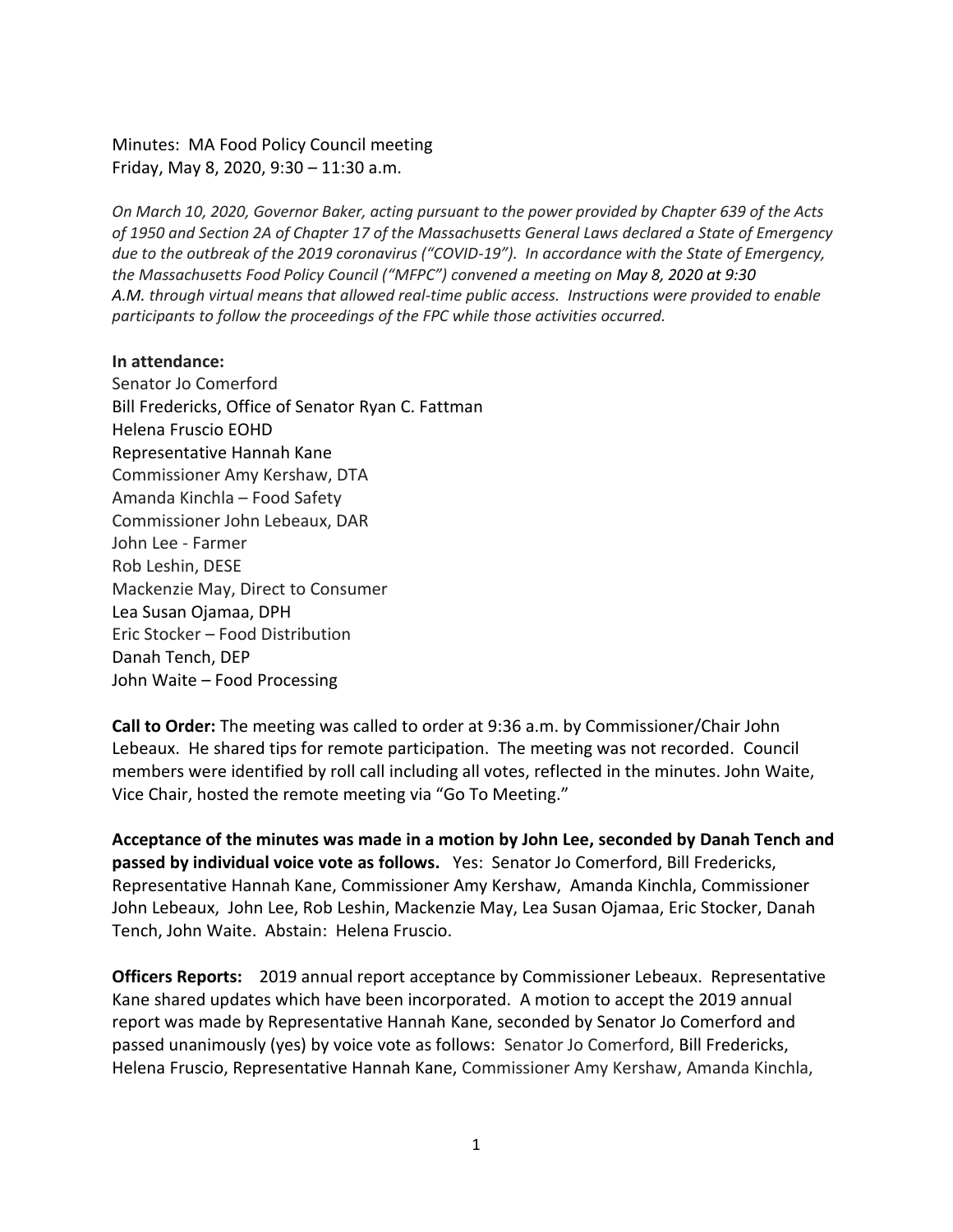Minutes: MA Food Policy Council meeting
Friday, May 8, 2020, 9:30 – 11:30 a.m.

*On March 10, 2020, Governor Baker, acting pursuant to the power provided by Chapter 639 of the Acts of 1950 and Section 2A of Chapter 17 of the Massachusetts General Laws declared a State of Emergency due to the outbreak of the 2019 coronavirus ("COVID-19"). In accordance with the State of Emergency, the Massachusetts Food Policy Council ("MFPC") convened a meeting on May 8, 2020 at 9:30 A.M. through virtual means that allowed real-time public access. Instructions were provided to enable participants to follow the proceedings of the FPC while those activities occurred.*

**In attendance:**
Senator Jo Comerford
Bill Fredericks, Office of Senator Ryan C. Fattman
Helena Fruscio EOHD
Representative Hannah Kane
Commissioner Amy Kershaw, DTA
Amanda Kinchla – Food Safety
Commissioner John Lebeaux, DAR
John Lee - Farmer
Rob Leshin, DESE
Mackenzie May, Direct to Consumer
Lea Susan Ojamaa, DPH
Eric Stocker – Food Distribution
Danah Tench, DEP
John Waite – Food Processing

**Call to Order:** The meeting was called to order at 9:36 a.m. by Commissioner/Chair John Lebeaux. He shared tips for remote participation. The meeting was not recorded. Council members were identified by roll call including all votes, reflected in the minutes. John Waite, Vice Chair, hosted the remote meeting via "Go To Meeting."

**Acceptance of the minutes was made in a motion by John Lee, seconded by Danah Tench and passed by individual voice vote as follows.** Yes: Senator Jo Comerford, Bill Fredericks, Representative Hannah Kane, Commissioner Amy Kershaw, Amanda Kinchla, Commissioner John Lebeaux, John Lee, Rob Leshin, Mackenzie May, Lea Susan Ojamaa, Eric Stocker, Danah Tench, John Waite. Abstain: Helena Fruscio.

**Officers Reports:** 2019 annual report acceptance by Commissioner Lebeaux. Representative Kane shared updates which have been incorporated. A motion to accept the 2019 annual report was made by Representative Hannah Kane, seconded by Senator Jo Comerford and passed unanimously (yes) by voice vote as follows: Senator Jo Comerford, Bill Fredericks, Helena Fruscio, Representative Hannah Kane, Commissioner Amy Kershaw, Amanda Kinchla,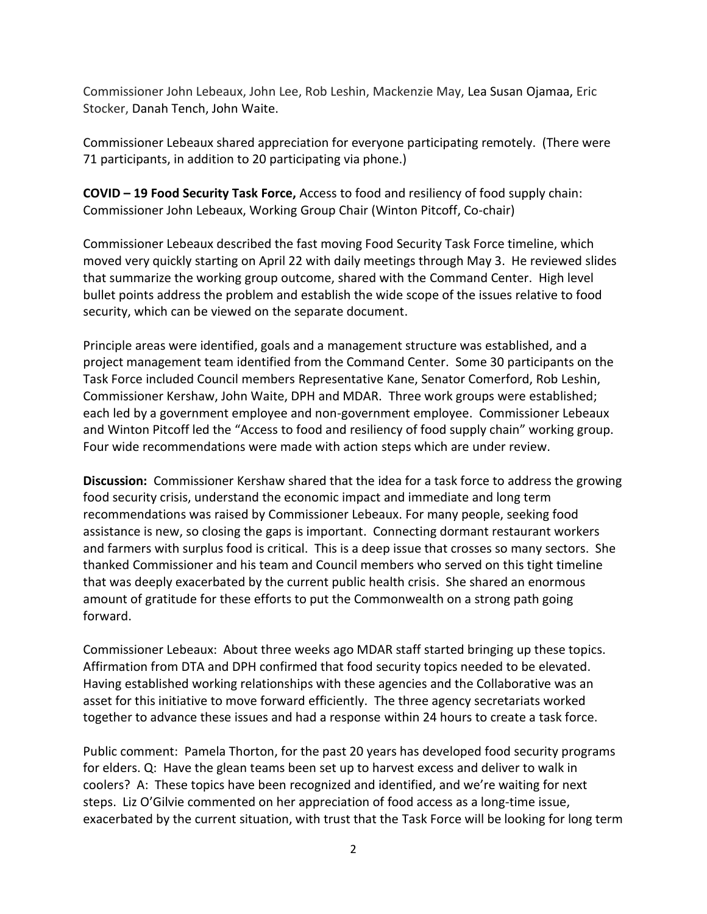Commissioner John Lebeaux, John Lee, Rob Leshin, Mackenzie May, Lea Susan Ojamaa, Eric Stocker, Danah Tench, John Waite.

Commissioner Lebeaux shared appreciation for everyone participating remotely. (There were 71 participants, in addition to 20 participating via phone.)

**COVID – 19 Food Security Task Force,** Access to food and resiliency of food supply chain: Commissioner John Lebeaux, Working Group Chair (Winton Pitcoff, Co-chair)

Commissioner Lebeaux described the fast moving Food Security Task Force timeline, which moved very quickly starting on April 22 with daily meetings through May 3. He reviewed slides that summarize the working group outcome, shared with the Command Center. High level bullet points address the problem and establish the wide scope of the issues relative to food security, which can be viewed on the separate document.

Principle areas were identified, goals and a management structure was established, and a project management team identified from the Command Center. Some 30 participants on the Task Force included Council members Representative Kane, Senator Comerford, Rob Leshin, Commissioner Kershaw, John Waite, DPH and MDAR. Three work groups were established; each led by a government employee and non-government employee. Commissioner Lebeaux and Winton Pitcoff led the "Access to food and resiliency of food supply chain" working group. Four wide recommendations were made with action steps which are under review.

**Discussion:** Commissioner Kershaw shared that the idea for a task force to address the growing food security crisis, understand the economic impact and immediate and long term recommendations was raised by Commissioner Lebeaux. For many people, seeking food assistance is new, so closing the gaps is important. Connecting dormant restaurant workers and farmers with surplus food is critical. This is a deep issue that crosses so many sectors. She thanked Commissioner and his team and Council members who served on this tight timeline that was deeply exacerbated by the current public health crisis. She shared an enormous amount of gratitude for these efforts to put the Commonwealth on a strong path going forward.

Commissioner Lebeaux: About three weeks ago MDAR staff started bringing up these topics. Affirmation from DTA and DPH confirmed that food security topics needed to be elevated. Having established working relationships with these agencies and the Collaborative was an asset for this initiative to move forward efficiently. The three agency secretariats worked together to advance these issues and had a response within 24 hours to create a task force.

Public comment: Pamela Thorton, for the past 20 years has developed food security programs for elders. Q: Have the glean teams been set up to harvest excess and deliver to walk in coolers? A: These topics have been recognized and identified, and we're waiting for next steps. Liz O'Gilvie commented on her appreciation of food access as a long-time issue, exacerbated by the current situation, with trust that the Task Force will be looking for long term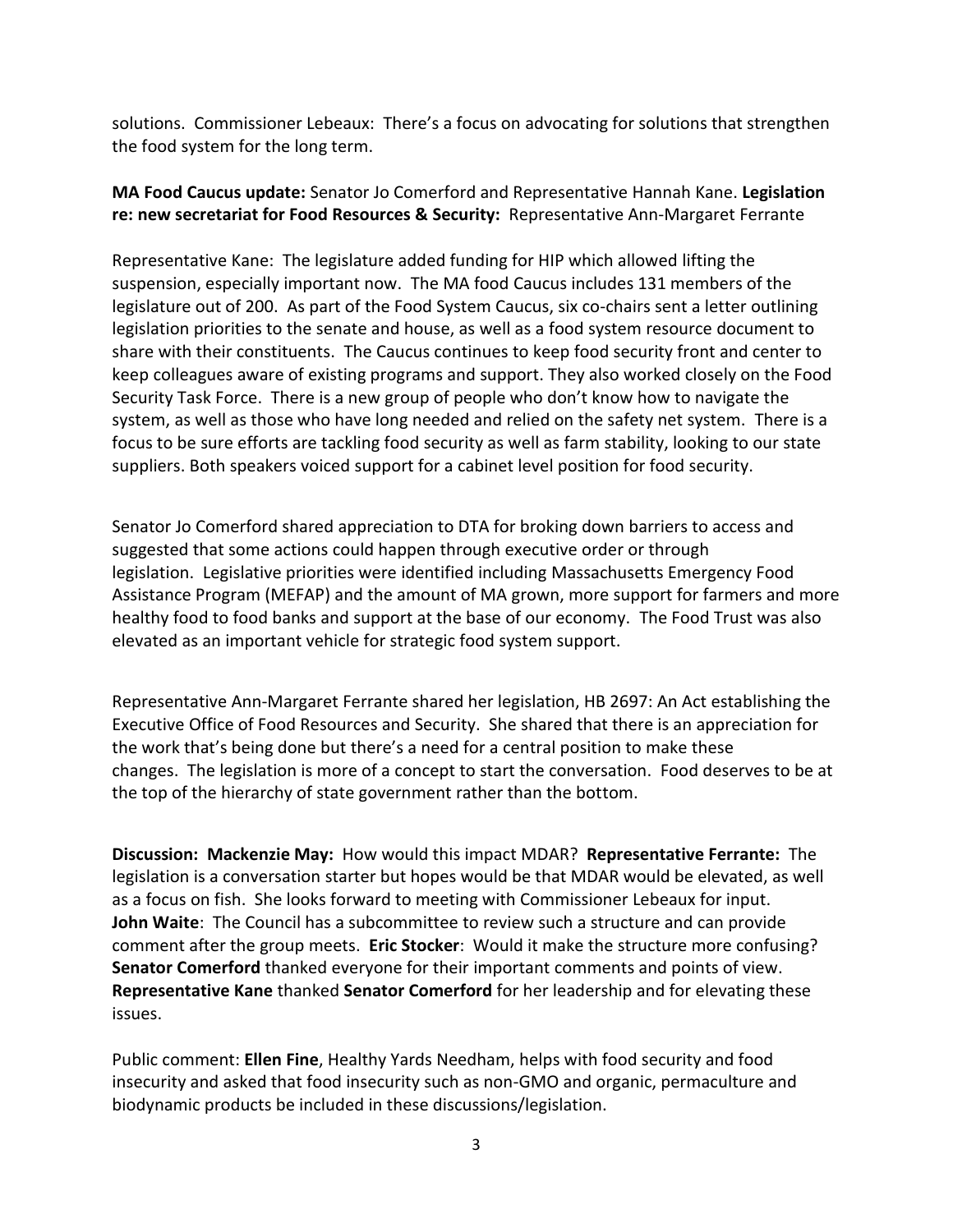solutions. Commissioner Lebeaux: There's a focus on advocating for solutions that strengthen the food system for the long term.

**MA Food Caucus update:** Senator Jo Comerford and Representative Hannah Kane. **Legislation re: new secretariat for Food Resources & Security:** Representative Ann-Margaret Ferrante

Representative Kane: The legislature added funding for HIP which allowed lifting the suspension, especially important now. The MA food Caucus includes 131 members of the legislature out of 200. As part of the Food System Caucus, six co-chairs sent a letter outlining legislation priorities to the senate and house, as well as a food system resource document to share with their constituents. The Caucus continues to keep food security front and center to keep colleagues aware of existing programs and support. They also worked closely on the Food Security Task Force. There is a new group of people who don't know how to navigate the system, as well as those who have long needed and relied on the safety net system. There is a focus to be sure efforts are tackling food security as well as farm stability, looking to our state suppliers. Both speakers voiced support for a cabinet level position for food security.

Senator Jo Comerford shared appreciation to DTA for broking down barriers to access and suggested that some actions could happen through executive order or through legislation. Legislative priorities were identified including Massachusetts Emergency Food Assistance Program (MEFAP) and the amount of MA grown, more support for farmers and more healthy food to food banks and support at the base of our economy. The Food Trust was also elevated as an important vehicle for strategic food system support.

Representative Ann-Margaret Ferrante shared her legislation, HB 2697: An Act establishing the Executive Office of Food Resources and Security. She shared that there is an appreciation for the work that's being done but there's a need for a central position to make these changes. The legislation is more of a concept to start the conversation. Food deserves to be at the top of the hierarchy of state government rather than the bottom.

**Discussion: Mackenzie May:** How would this impact MDAR? **Representative Ferrante:** The legislation is a conversation starter but hopes would be that MDAR would be elevated, as well as a focus on fish. She looks forward to meeting with Commissioner Lebeaux for input. **John Waite**: The Council has a subcommittee to review such a structure and can provide comment after the group meets. **Eric Stocker**: Would it make the structure more confusing? **Senator Comerford** thanked everyone for their important comments and points of view. **Representative Kane** thanked **Senator Comerford** for her leadership and for elevating these issues.

Public comment: **Ellen Fine**, Healthy Yards Needham, helps with food security and food insecurity and asked that food insecurity such as non-GMO and organic, permaculture and biodynamic products be included in these discussions/legislation.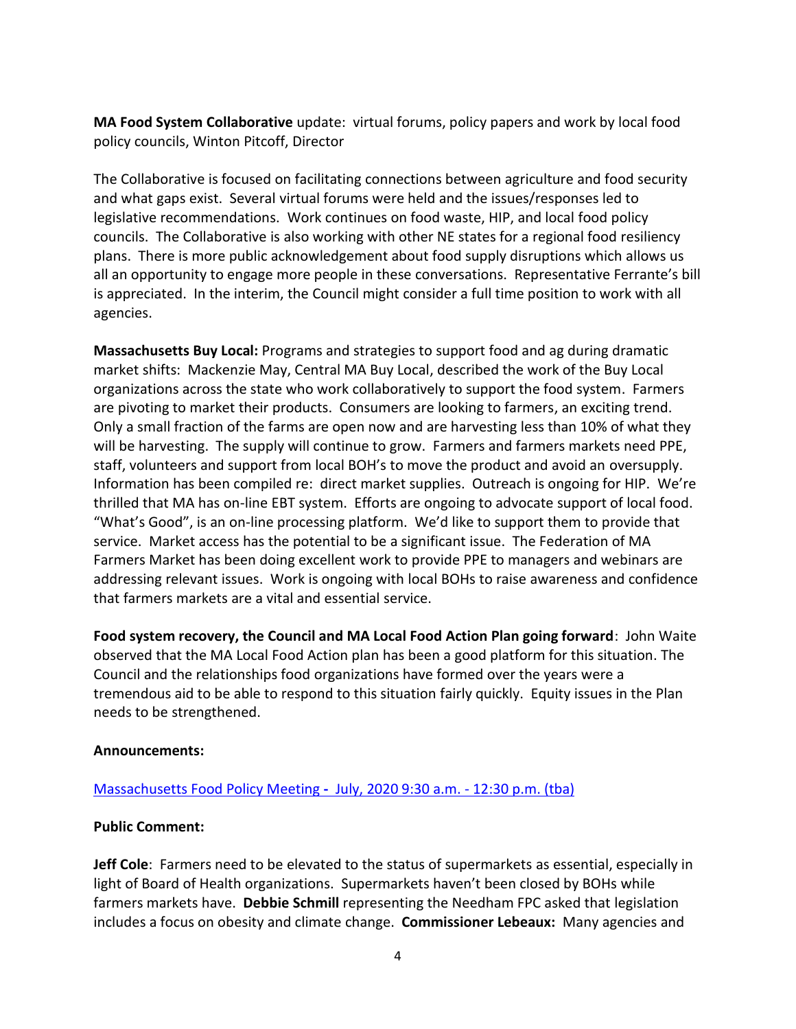**MA Food System Collaborative** update: virtual forums, policy papers and work by local food policy councils, Winton Pitcoff, Director

The Collaborative is focused on facilitating connections between agriculture and food security and what gaps exist. Several virtual forums were held and the issues/responses led to legislative recommendations. Work continues on food waste, HIP, and local food policy councils. The Collaborative is also working with other NE states for a regional food resiliency plans. There is more public acknowledgement about food supply disruptions which allows us all an opportunity to engage more people in these conversations. Representative Ferrante's bill is appreciated. In the interim, the Council might consider a full time position to work with all agencies.

**Massachusetts Buy Local:** Programs and strategies to support food and ag during dramatic market shifts: Mackenzie May, Central MA Buy Local, described the work of the Buy Local organizations across the state who work collaboratively to support the food system. Farmers are pivoting to market their products. Consumers are looking to farmers, an exciting trend. Only a small fraction of the farms are open now and are harvesting less than 10% of what they will be harvesting. The supply will continue to grow. Farmers and farmers markets need PPE, staff, volunteers and support from local BOH's to move the product and avoid an oversupply. Information has been compiled re: direct market supplies. Outreach is ongoing for HIP. We're thrilled that MA has on-line EBT system. Efforts are ongoing to advocate support of local food. "What's Good", is an on-line processing platform. We'd like to support them to provide that service. Market access has the potential to be a significant issue. The Federation of MA Farmers Market has been doing excellent work to provide PPE to managers and webinars are addressing relevant issues. Work is ongoing with local BOHs to raise awareness and confidence that farmers markets are a vital and essential service.

**Food system recovery, the Council and MA Local Food Action Plan going forward**: John Waite observed that the MA Local Food Action plan has been a good platform for this situation. The Council and the relationships food organizations have formed over the years were a tremendous aid to be able to respond to this situation fairly quickly. Equity issues in the Plan needs to be strengthened.

**Announcements:**

Massachusetts Food Policy Meeting - July, 2020 9:30 a.m. - 12:30 p.m. (tba)

**Public Comment:**

**Jeff Cole**: Farmers need to be elevated to the status of supermarkets as essential, especially in light of Board of Health organizations. Supermarkets haven't been closed by BOHs while farmers markets have. **Debbie Schmill** representing the Needham FPC asked that legislation includes a focus on obesity and climate change. **Commissioner Lebeaux:** Many agencies and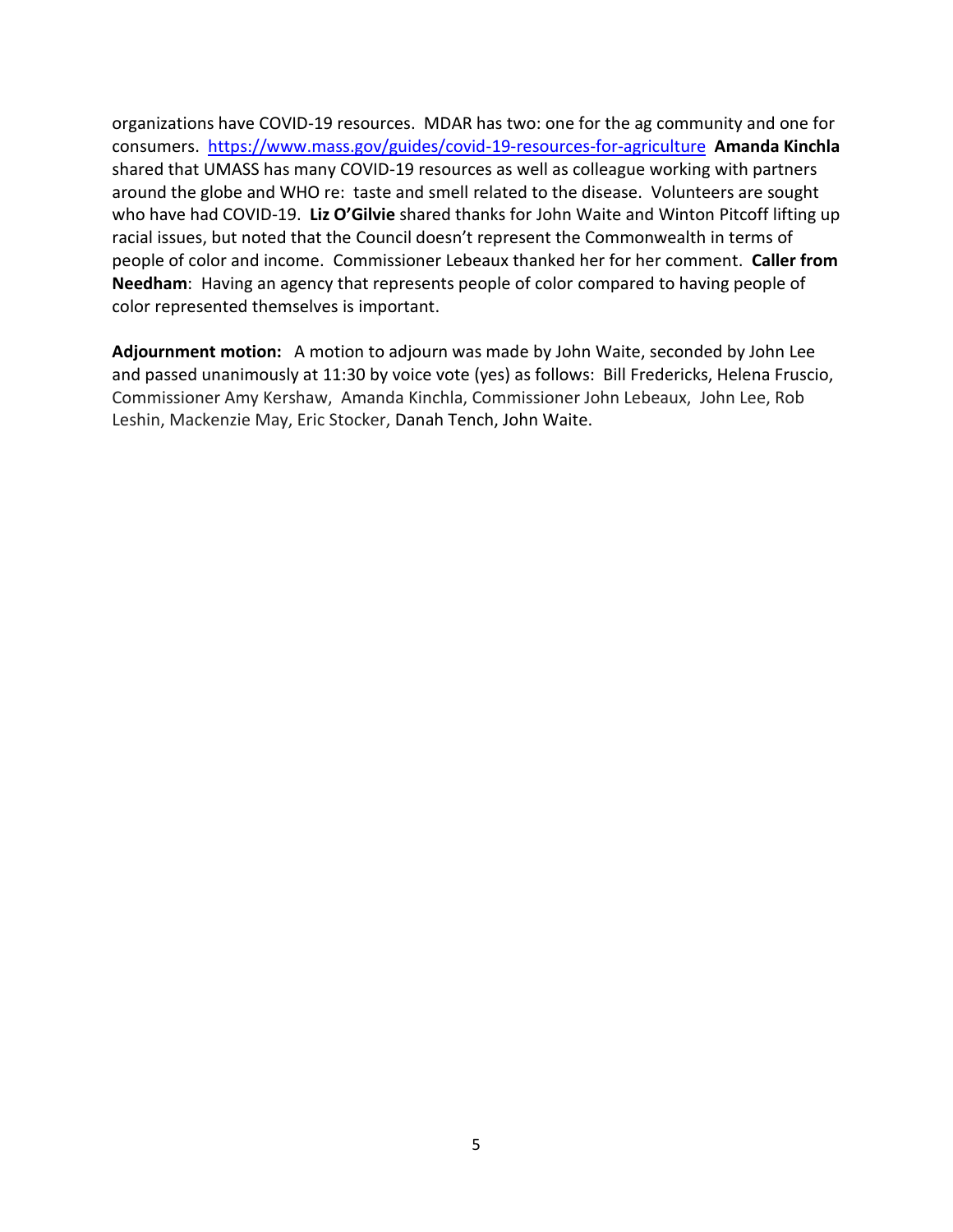organizations have COVID-19 resources. MDAR has two: one for the ag community and one for consumers. https://www.mass.gov/guides/covid-19-resources-for-agriculture **Amanda Kinchla** shared that UMASS has many COVID-19 resources as well as colleague working with partners around the globe and WHO re: taste and smell related to the disease. Volunteers are sought who have had COVID-19. **Liz O'Gilvie** shared thanks for John Waite and Winton Pitcoff lifting up racial issues, but noted that the Council doesn't represent the Commonwealth in terms of people of color and income. Commissioner Lebeaux thanked her for her comment. **Caller from Needham**: Having an agency that represents people of color compared to having people of color represented themselves is important.

**Adjournment motion:** A motion to adjourn was made by John Waite, seconded by John Lee and passed unanimously at 11:30 by voice vote (yes) as follows: Bill Fredericks, Helena Fruscio, Commissioner Amy Kershaw, Amanda Kinchla, Commissioner John Lebeaux, John Lee, Rob Leshin, Mackenzie May, Eric Stocker, Danah Tench, John Waite.